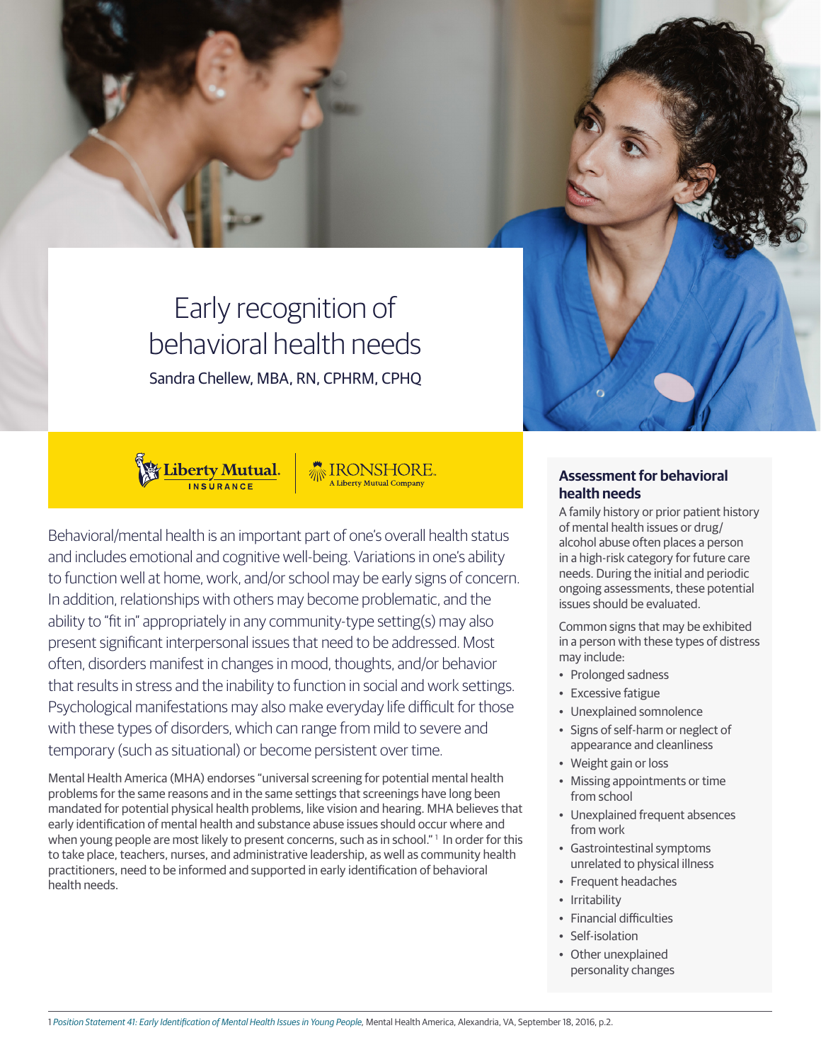# Early recognition of behavioral health needs

Sandra Chellew, MBA, RN, CPHRM, CPHQ

Liberty Mutual. INSURANCE | IRONSHORE. A Liberty Mutual Company

Behavioral/mental health is an important part of one's overall health status and includes emotional and cognitive well-being. Variations in one's ability to function well at home, work, and/or school may be early signs of concern. In addition, relationships with others may become problematic, and the ability to "fit in" appropriately in any community-type setting(s) may also present significant interpersonal issues that need to be addressed. Most often, disorders manifest in changes in mood, thoughts, and/or behavior that results in stress and the inability to function in social and work settings. Psychological manifestations may also make everyday life difficult for those with these types of disorders, which can range from mild to severe and temporary (such as situational) or become persistent over time.

Mental Health America (MHA) endorses "universal screening for potential mental health problems for the same reasons and in the same settings that screenings have long been mandated for potential physical health problems, like vision and hearing. MHA believes that early identification of mental health and substance abuse issues should occur where and when young people are most likely to present concerns, such as in school."[1] In order for this to take place, teachers, nurses, and administrative leadership, as well as community health practitioners, need to be informed and supported in early identification of behavioral health needs.

## Assessment for behavioral health needs

A family history or prior patient history of mental health issues or drug/alcohol abuse often places a person in a high-risk category for future care needs. During the initial and periodic ongoing assessments, these potential issues should be evaluated.

Common signs that may be exhibited in a person with these types of distress may include:

- Prolonged sadness
- Excessive fatigue
- Unexplained somnolence
- Signs of self-harm or neglect of appearance and cleanliness
- Weight gain or loss
- Missing appointments or time from school
- Unexplained frequent absences from work
- Gastrointestinal symptoms unrelated to physical illness
- Frequent headaches
- Irritability
- Financial difficulties
- Self-isolation
- Other unexplained personality changes

1 *Position Statement 41: Early Identification of Mental Health Issues in Young People*, Mental Health America, Alexandria, VA, September 18, 2016, p.2.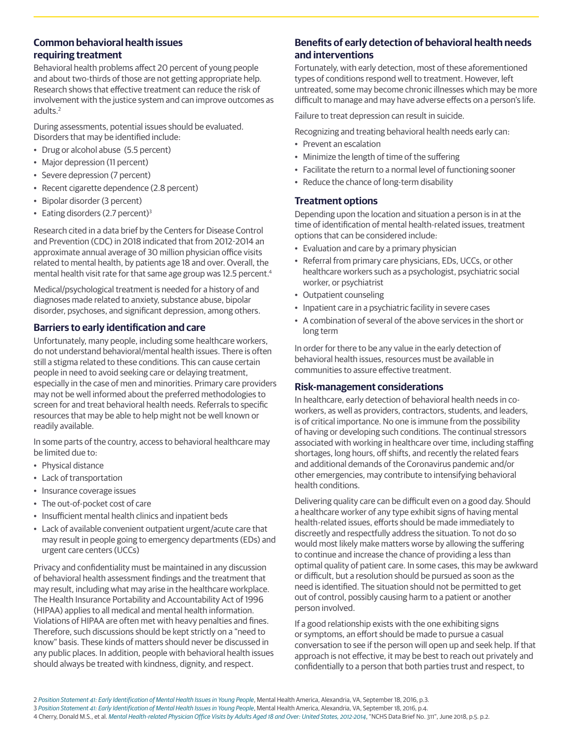## Common behavioral health issues requiring treatment

Behavioral health problems affect 20 percent of young people and about two-thirds of those are not getting appropriate help. Research shows that effective treatment can reduce the risk of involvement with the justice system and can improve outcomes as adults.[2]

During assessments, potential issues should be evaluated. Disorders that may be identified include:

- Drug or alcohol abuse (5.5 percent)
- Major depression (11 percent)
- Severe depression (7 percent)
- Recent cigarette dependence (2.8 percent)
- Bipolar disorder (3 percent)
- Eating disorders (2.7 percent)[3]

Research cited in a data brief by the Centers for Disease Control and Prevention (CDC) in 2018 indicated that from 2012-2014 an approximate annual average of 30 million physician office visits related to mental health, by patients age 18 and over. Overall, the mental health visit rate for that same age group was 12.5 percent.[4]

Medical/psychological treatment is needed for a history of and diagnoses made related to anxiety, substance abuse, bipolar disorder, psychoses, and significant depression, among others.

## Barriers to early identification and care

Unfortunately, many people, including some healthcare workers, do not understand behavioral/mental health issues. There is often still a stigma related to these conditions. This can cause certain people in need to avoid seeking care or delaying treatment, especially in the case of men and minorities. Primary care providers may not be well informed about the preferred methodologies to screen for and treat behavioral health needs. Referrals to specific resources that may be able to help might not be well known or readily available.

In some parts of the country, access to behavioral healthcare may be limited due to:

- Physical distance
- Lack of transportation
- Insurance coverage issues
- The out-of-pocket cost of care
- Insufficient mental health clinics and inpatient beds
- Lack of available convenient outpatient urgent/acute care that may result in people going to emergency departments (EDs) and urgent care centers (UCCs)

Privacy and confidentiality must be maintained in any discussion of behavioral health assessment findings and the treatment that may result, including what may arise in the healthcare workplace. The Health Insurance Portability and Accountability Act of 1996 (HIPAA) applies to all medical and mental health information. Violations of HIPAA are often met with heavy penalties and fines. Therefore, such discussions should be kept strictly on a "need to know" basis. These kinds of matters should never be discussed in any public places. In addition, people with behavioral health issues should always be treated with kindness, dignity, and respect.

## Benefits of early detection of behavioral health needs and interventions

Fortunately, with early detection, most of these aforementioned types of conditions respond well to treatment. However, left untreated, some may become chronic illnesses which may be more difficult to manage and may have adverse effects on a person's life.

Failure to treat depression can result in suicide.

Recognizing and treating behavioral health needs early can:

- Prevent an escalation
- Minimize the length of time of the suffering
- Facilitate the return to a normal level of functioning sooner
- Reduce the chance of long-term disability

## Treatment options

Depending upon the location and situation a person is in at the time of identification of mental health-related issues, treatment options that can be considered include:

- Evaluation and care by a primary physician
- Referral from primary care physicians, EDs, UCCs, or other healthcare workers such as a psychologist, psychiatric social worker, or psychiatrist
- Outpatient counseling
- Inpatient care in a psychiatric facility in severe cases
- A combination of several of the above services in the short or long term

In order for there to be any value in the early detection of behavioral health issues, resources must be available in communities to assure effective treatment.

## Risk-management considerations

In healthcare, early detection of behavioral health needs in co-workers, as well as providers, contractors, students, and leaders, is of critical importance. No one is immune from the possibility of having or developing such conditions. The continual stressors associated with working in healthcare over time, including staffing shortages, long hours, off shifts, and recently the related fears and additional demands of the Coronavirus pandemic and/or other emergencies, may contribute to intensifying behavioral health conditions.

Delivering quality care can be difficult even on a good day. Should a healthcare worker of any type exhibit signs of having mental health-related issues, efforts should be made immediately to discreetly and respectfully address the situation. To not do so would most likely make matters worse by allowing the suffering to continue and increase the chance of providing a less than optimal quality of patient care. In some cases, this may be awkward or difficult, but a resolution should be pursued as soon as the need is identified. The situation should not be permitted to get out of control, possibly causing harm to a patient or another person involved.

If a good relationship exists with the one exhibiting signs or symptoms, an effort should be made to pursue a casual conversation to see if the person will open up and seek help. If that approach is not effective, it may be best to reach out privately and confidentially to a person that both parties trust and respect, to

2 *Position Statement 41: Early Identification of Mental Health Issues in Young People*, Mental Health America, Alexandria, VA, September 18, 2016, p.3.
3 *Position Statement 41: Early Identification of Mental Health Issues in Young People*, Mental Health America, Alexandria, VA, September 18, 2016, p.4.
4 Cherry, Donald M.S., et al. *Mental Health-related Physician Office Visits by Adults Aged 18 and Over: United States, 2012-2014*, "NCHS Data Brief No. 311", June 2018, p.5. p.2.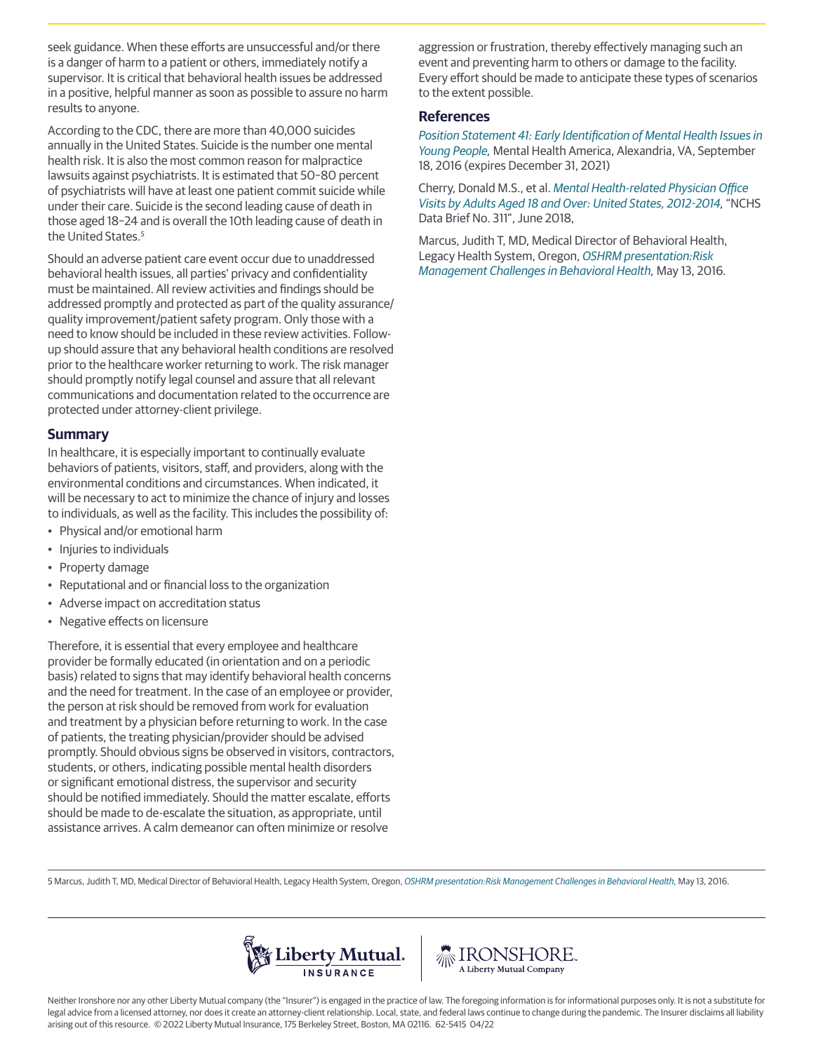seek guidance. When these efforts are unsuccessful and/or there is a danger of harm to a patient or others, immediately notify a supervisor. It is critical that behavioral health issues be addressed in a positive, helpful manner as soon as possible to assure no harm results to anyone.

According to the CDC, there are more than 40,000 suicides annually in the United States. Suicide is the number one mental health risk. It is also the most common reason for malpractice lawsuits against psychiatrists. It is estimated that 50–80 percent of psychiatrists will have at least one patient commit suicide while under their care. Suicide is the second leading cause of death in those aged 18–24 and is overall the 10th leading cause of death in the United States.[5]

Should an adverse patient care event occur due to unaddressed behavioral health issues, all parties' privacy and confidentiality must be maintained. All review activities and findings should be addressed promptly and protected as part of the quality assurance/quality improvement/patient safety program. Only those with a need to know should be included in these review activities. Follow-up should assure that any behavioral health conditions are resolved prior to the healthcare worker returning to work. The risk manager should promptly notify legal counsel and assure that all relevant communications and documentation related to the occurrence are protected under attorney-client privilege.

## Summary

In healthcare, it is especially important to continually evaluate behaviors of patients, visitors, staff, and providers, along with the environmental conditions and circumstances. When indicated, it will be necessary to act to minimize the chance of injury and losses to individuals, as well as the facility. This includes the possibility of:

- Physical and/or emotional harm
- Injuries to individuals
- Property damage
- Reputational and or financial loss to the organization
- Adverse impact on accreditation status
- Negative effects on licensure

Therefore, it is essential that every employee and healthcare provider be formally educated (in orientation and on a periodic basis) related to signs that may identify behavioral health concerns and the need for treatment. In the case of an employee or provider, the person at risk should be removed from work for evaluation and treatment by a physician before returning to work. In the case of patients, the treating physician/provider should be advised promptly. Should obvious signs be observed in visitors, contractors, students, or others, indicating possible mental health disorders or significant emotional distress, the supervisor and security should be notified immediately. Should the matter escalate, efforts should be made to de-escalate the situation, as appropriate, until assistance arrives. A calm demeanor can often minimize or resolve aggression or frustration, thereby effectively managing such an event and preventing harm to others or damage to the facility. Every effort should be made to anticipate these types of scenarios to the extent possible.

## References

*Position Statement 41: Early Identification of Mental Health Issues in Young People,* Mental Health America, Alexandria, VA, September 18, 2016 (expires December 31, 2021)

Cherry, Donald M.S., et al. *Mental Health-related Physician Office Visits by Adults Aged 18 and Over: United States, 2012-2014,* "NCHS Data Brief No. 311", June 2018,

Marcus, Judith T, MD, Medical Director of Behavioral Health, Legacy Health System, Oregon, *OSHRM presentation:Risk Management Challenges in Behavioral Health,* May 13, 2016.

5 Marcus, Judith T, MD, Medical Director of Behavioral Health, Legacy Health System, Oregon, *OSHRM presentation:Risk Management Challenges in Behavioral Health,* May 13, 2016.

Liberty Mutual. INSURANCE | IRONSHORE. A Liberty Mutual Company

Neither Ironshore nor any other Liberty Mutual company (the "Insurer") is engaged in the practice of law. The foregoing information is for informational purposes only. It is not a substitute for legal advice from a licensed attorney, nor does it create an attorney-client relationship. Local, state, and federal laws continue to change during the pandemic. The Insurer disclaims all liability arising out of this resource. © 2022 Liberty Mutual Insurance, 175 Berkeley Street, Boston, MA 02116. 62-5415 04/22